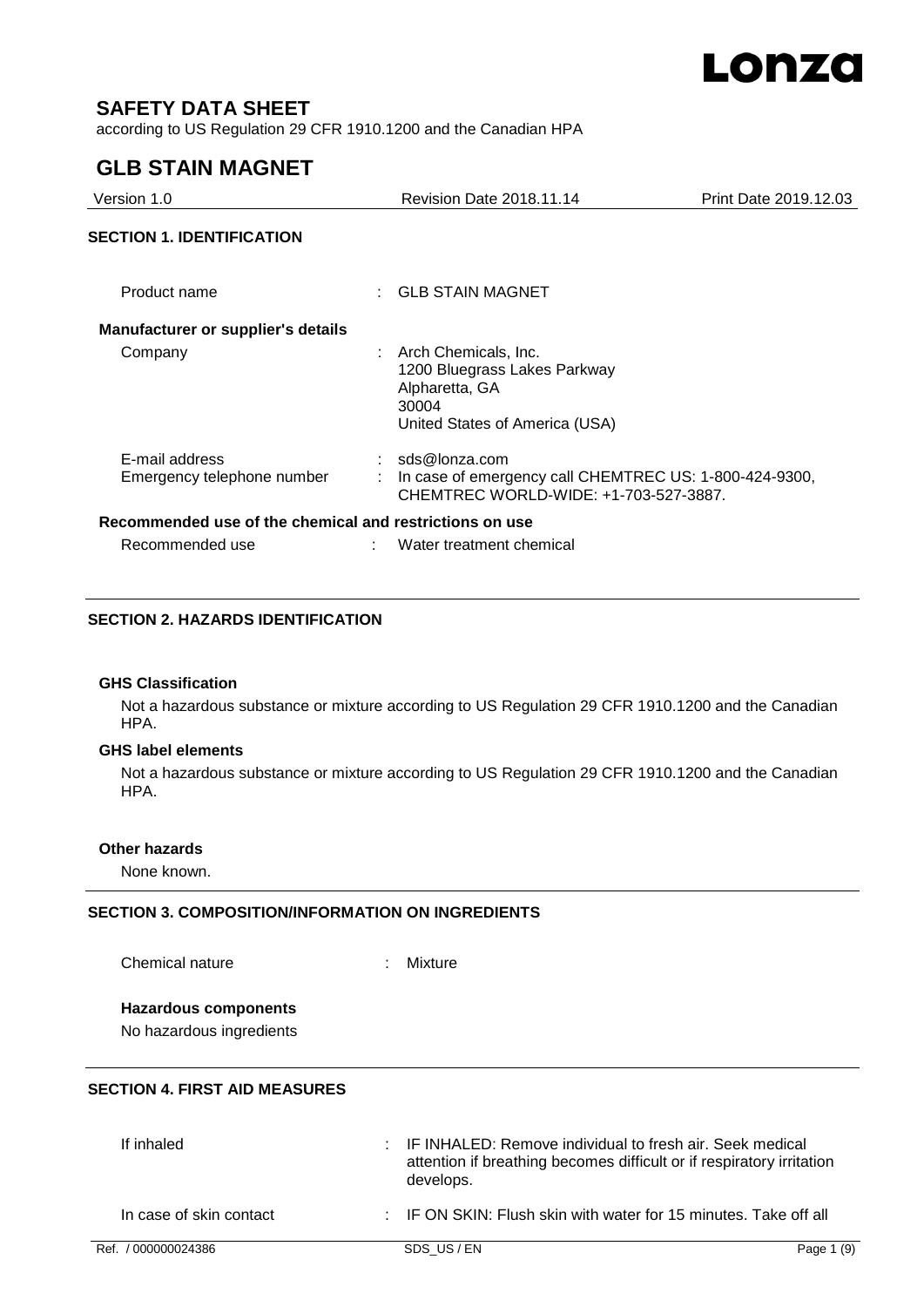# SAFETY DATA SHEET

according to US Regulation 29 CFR 1910.1200 and the Canadian HPA

# GLB STAIN MAGNET

Version 1.0 | Revision Date 2018.11.14 | Print Date 2019.12.03

## SECTION 1. IDENTIFICATION

Product name : GLB STAIN MAGNET

**Manufacturer or supplier's details**

Company : Arch Chemicals, Inc.
1200 Bluegrass Lakes Parkway
Alpharetta, GA
30004
United States of America (USA)

E-mail address : sds@lonza.com

Emergency telephone number : In case of emergency call CHEMTREC US: 1-800-424-9300, CHEMTREC WORLD-WIDE: +1-703-527-3887.

**Recommended use of the chemical and restrictions on use**

Recommended use : Water treatment chemical

## SECTION 2. HAZARDS IDENTIFICATION

**GHS Classification**

Not a hazardous substance or mixture according to US Regulation 29 CFR 1910.1200 and the Canadian HPA.

**GHS label elements**

Not a hazardous substance or mixture according to US Regulation 29 CFR 1910.1200 and the Canadian HPA.

**Other hazards**

None known.

## SECTION 3. COMPOSITION/INFORMATION ON INGREDIENTS

Chemical nature : Mixture

**Hazardous components**

No hazardous ingredients

## SECTION 4. FIRST AID MEASURES

If inhaled : IF INHALED: Remove individual to fresh air. Seek medical attention if breathing becomes difficult or if respiratory irritation develops.

In case of skin contact : IF ON SKIN: Flush skin with water for 15 minutes. Take off all

Ref. / 000000024386 SDS_US / EN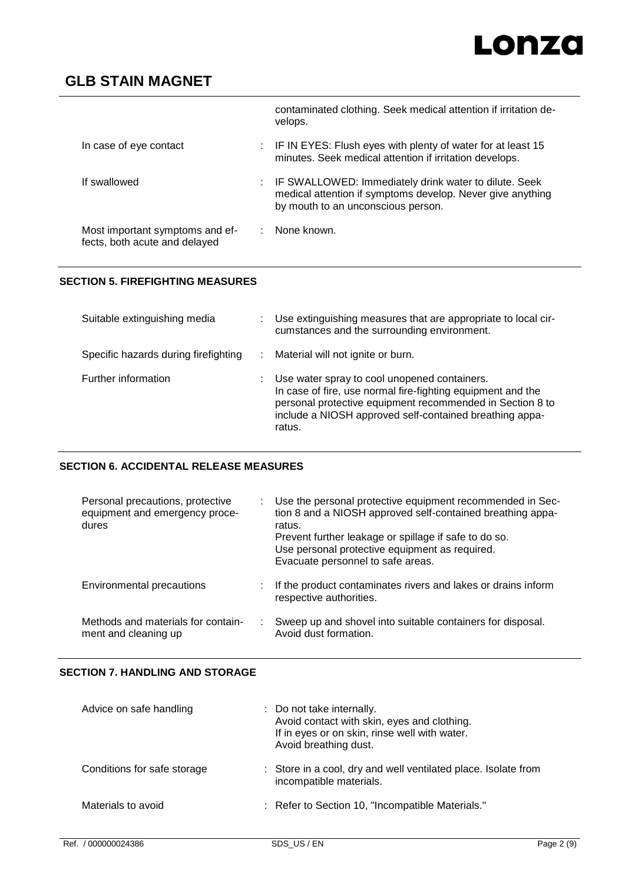| | |
|---|---|
| | contaminated clothing. Seek medical attention if irritation develops. |
| In case of eye contact | : IF IN EYES: Flush eyes with plenty of water for at least 15 minutes. Seek medical attention if irritation develops. |
| If swallowed | : IF SWALLOWED: Immediately drink water to dilute. Seek medical attention if symptoms develop. Never give anything by mouth to an unconscious person. |
| Most important symptoms and effects, both acute and delayed | : None known. |

## SECTION 5. FIREFIGHTING MEASURES

| | |
|---|---|
| Suitable extinguishing media | : Use extinguishing measures that are appropriate to local circumstances and the surrounding environment. |
| Specific hazards during firefighting | : Material will not ignite or burn. |
| Further information | : Use water spray to cool unopened containers.<br>In case of fire, use normal fire-fighting equipment and the personal protective equipment recommended in Section 8 to include a NIOSH approved self-contained breathing apparatus. |

## SECTION 6. ACCIDENTAL RELEASE MEASURES

| | |
|---|---|
| Personal precautions, protective equipment and emergency procedures | : Use the personal protective equipment recommended in Section 8 and a NIOSH approved self-contained breathing apparatus.<br>Prevent further leakage or spillage if safe to do so.<br>Use personal protective equipment as required.<br>Evacuate personnel to safe areas. |
| Environmental precautions | : If the product contaminates rivers and lakes or drains inform respective authorities. |
| Methods and materials for containment and cleaning up | : Sweep up and shovel into suitable containers for disposal.<br>Avoid dust formation. |

## SECTION 7. HANDLING AND STORAGE

| | |
|---|---|
| Advice on safe handling | : Do not take internally.<br>Avoid contact with skin, eyes and clothing.<br>If in eyes or on skin, rinse well with water.<br>Avoid breathing dust. |
| Conditions for safe storage | : Store in a cool, dry and well ventilated place. Isolate from incompatible materials. |
| Materials to avoid | : Refer to Section 10, "Incompatible Materials." |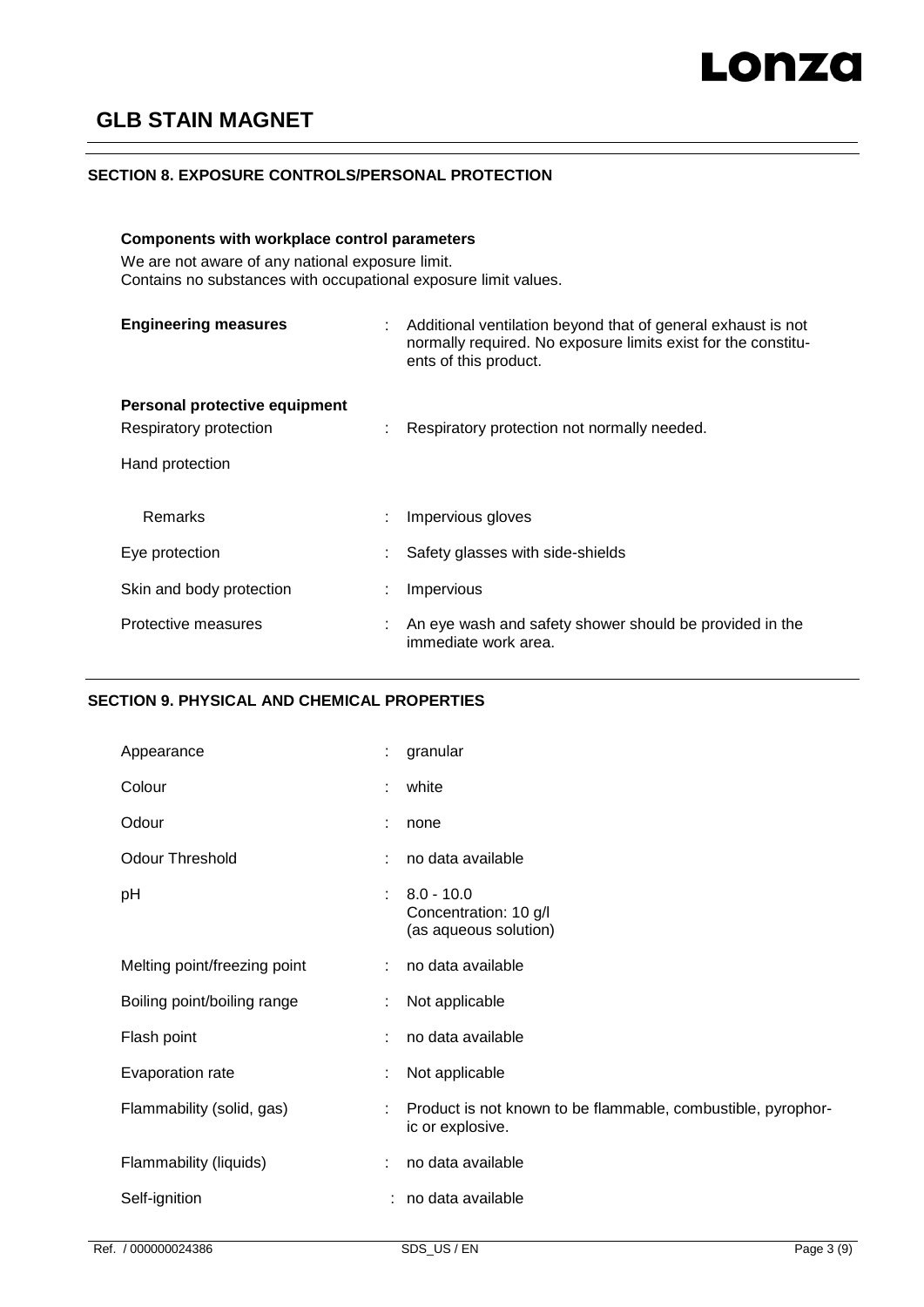## SECTION 8. EXPOSURE CONTROLS/PERSONAL PROTECTION

**Components with workplace control parameters**

We are not aware of any national exposure limit.
Contains no substances with occupational exposure limit values.

| | | |
|---|---|---|
| **Engineering measures** | : | Additional ventilation beyond that of general exhaust is not normally required. No exposure limits exist for the constituents of this product. |

**Personal protective equipment**

| | | |
|---|---|---|
| Respiratory protection | : | Respiratory protection not normally needed. |
| Hand protection | | |
| Remarks | : | Impervious gloves |
| Eye protection | : | Safety glasses with side-shields |
| Skin and body protection | : | Impervious |
| Protective measures | : | An eye wash and safety shower should be provided in the immediate work area. |

## SECTION 9. PHYSICAL AND CHEMICAL PROPERTIES

| | | |
|---|---|---|
| Appearance | : | granular |
| Colour | : | white |
| Odour | : | none |
| Odour Threshold | : | no data available |
| pH | : | 8.0 - 10.0<br>Concentration: 10 g/l<br>(as aqueous solution) |
| Melting point/freezing point | : | no data available |
| Boiling point/boiling range | : | Not applicable |
| Flash point | : | no data available |
| Evaporation rate | : | Not applicable |
| Flammability (solid, gas) | : | Product is not known to be flammable, combustible, pyrophoric or explosive. |
| Flammability (liquids) | : | no data available |
| Self-ignition | : | no data available |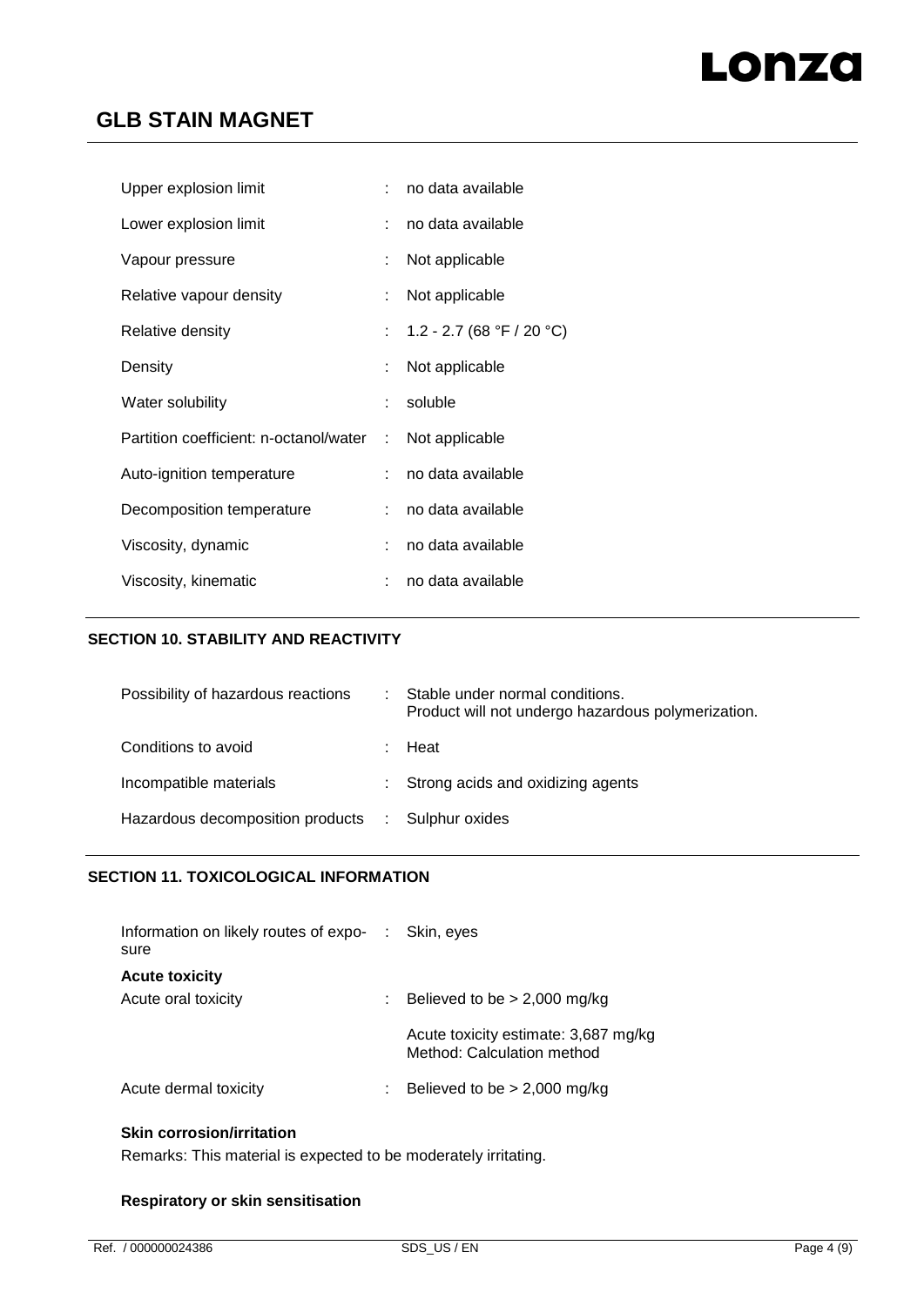| | | |
|---|---|---|
| Upper explosion limit | : | no data available |
| Lower explosion limit | : | no data available |
| Vapour pressure | : | Not applicable |
| Relative vapour density | : | Not applicable |
| Relative density | : | 1.2 - 2.7 (68 °F / 20 °C) |
| Density | : | Not applicable |
| Water solubility | : | soluble |
| Partition coefficient: n-octanol/water | : | Not applicable |
| Auto-ignition temperature | : | no data available |
| Decomposition temperature | : | no data available |
| Viscosity, dynamic | : | no data available |
| Viscosity, kinematic | : | no data available |

## SECTION 10. STABILITY AND REACTIVITY

| | | |
|---|---|---|
| Possibility of hazardous reactions | : | Stable under normal conditions. Product will not undergo hazardous polymerization. |
| Conditions to avoid | : | Heat |
| Incompatible materials | : | Strong acids and oxidizing agents |
| Hazardous decomposition products | : | Sulphur oxides |

## SECTION 11. TOXICOLOGICAL INFORMATION

Information on likely routes of exposure : Skin, eyes

**Acute toxicity**

| | | |
|---|---|---|
| Acute oral toxicity | : | Believed to be > 2,000 mg/kg |
| | | Acute toxicity estimate: 3,687 mg/kg<br>Method: Calculation method |
| Acute dermal toxicity | : | Believed to be > 2,000 mg/kg |

**Skin corrosion/irritation**

Remarks: This material is expected to be moderately irritating.

**Respiratory or skin sensitisation**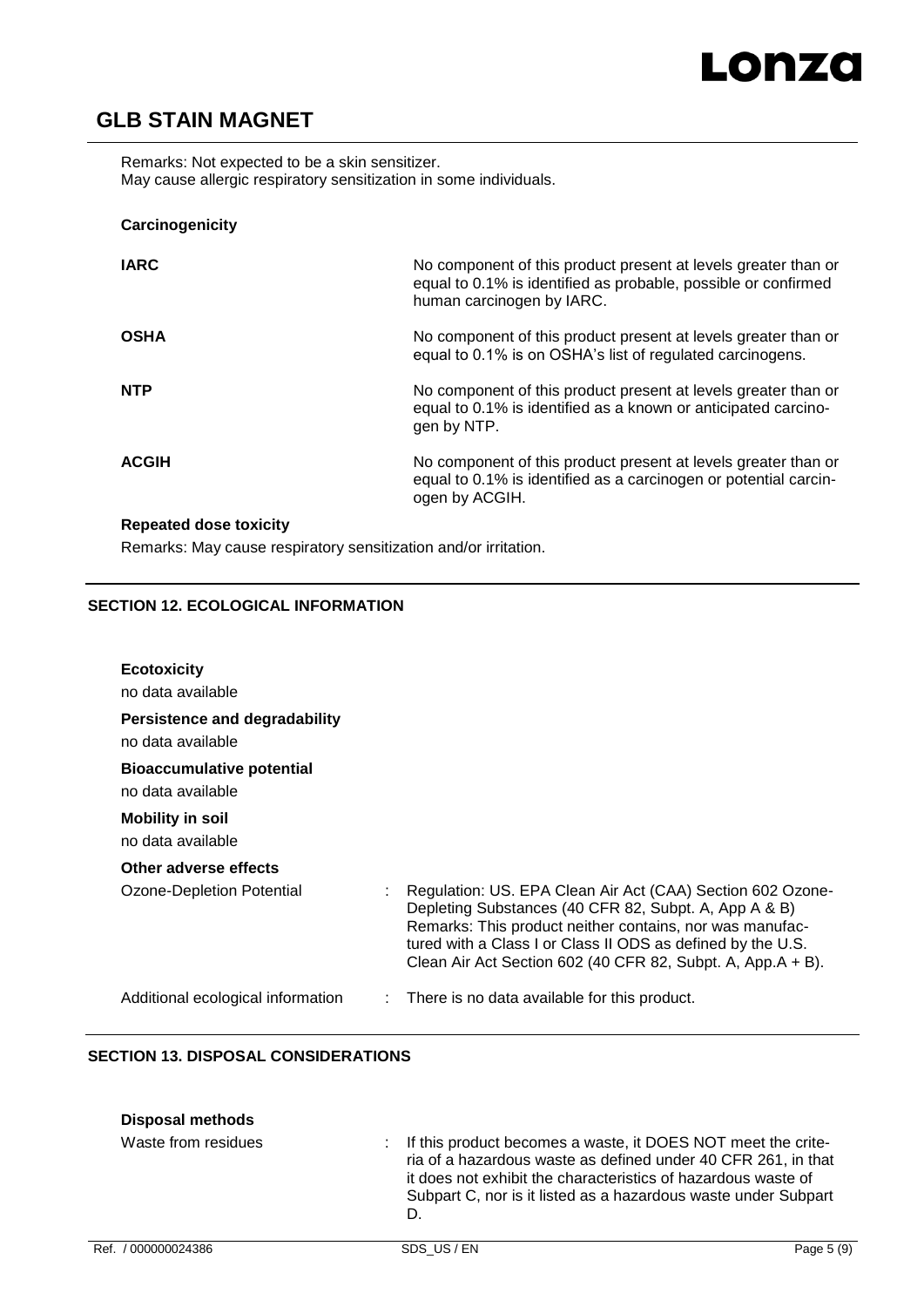Remarks: Not expected to be a skin sensitizer.
May cause allergic respiratory sensitization in some individuals.

**Carcinogenicity**

| | |
|---|---|
| **IARC** | No component of this product present at levels greater than or equal to 0.1% is identified as probable, possible or confirmed human carcinogen by IARC. |
| **OSHA** | No component of this product present at levels greater than or equal to 0.1% is on OSHA's list of regulated carcinogens. |
| **NTP** | No component of this product present at levels greater than or equal to 0.1% is identified as a known or anticipated carcinogen by NTP. |
| **ACGIH** | No component of this product present at levels greater than or equal to 0.1% is identified as a carcinogen or potential carcinogen by ACGIH. |

**Repeated dose toxicity**

Remarks: May cause respiratory sensitization and/or irritation.

## SECTION 12. ECOLOGICAL INFORMATION

**Ecotoxicity**

no data available

**Persistence and degradability**

no data available

**Bioaccumulative potential**

no data available

**Mobility in soil**

no data available

**Other adverse effects**

Ozone-Depletion Potential : Regulation: US. EPA Clean Air Act (CAA) Section 602 Ozone-Depleting Substances (40 CFR 82, Subpt. A, App A & B)
Remarks: This product neither contains, nor was manufactured with a Class I or Class II ODS as defined by the U.S. Clean Air Act Section 602 (40 CFR 82, Subpt. A, App.A + B).

Additional ecological information : There is no data available for this product.

## SECTION 13. DISPOSAL CONSIDERATIONS

**Disposal methods**

Waste from residues : If this product becomes a waste, it DOES NOT meet the criteria of a hazardous waste as defined under 40 CFR 261, in that it does not exhibit the characteristics of hazardous waste of Subpart C, nor is it listed as a hazardous waste under Subpart D.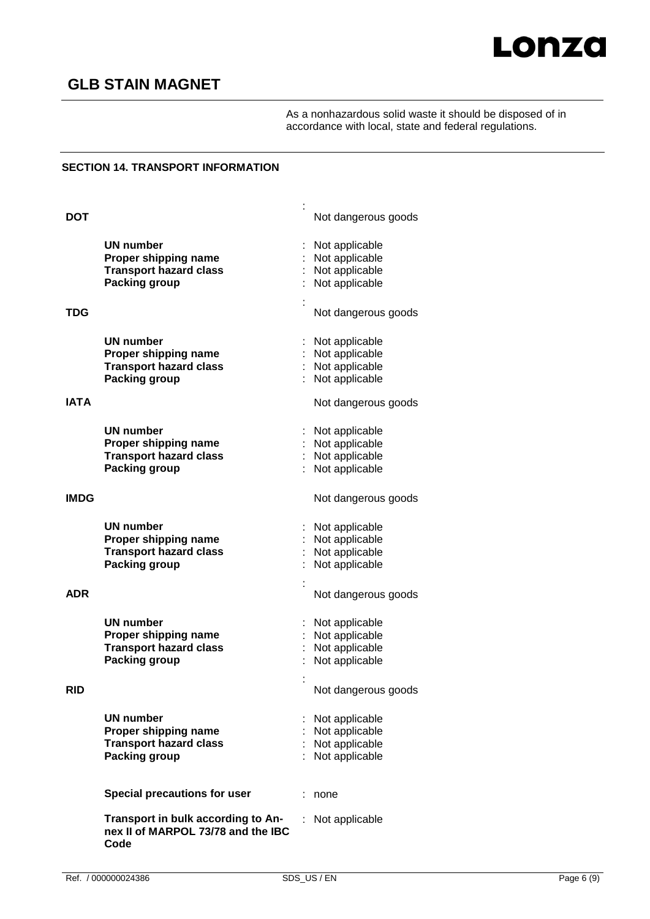As a nonhazardous solid waste it should be disposed of in accordance with local, state and federal regulations.

## SECTION 14. TRANSPORT INFORMATION

**DOT** : Not dangerous goods

| | |
|---|---|
| **UN number** | : Not applicable |
| **Proper shipping name** | : Not applicable |
| **Transport hazard class** | : Not applicable |
| **Packing group** | : Not applicable |

**TDG** : Not dangerous goods

| | |
|---|---|
| **UN number** | : Not applicable |
| **Proper shipping name** | : Not applicable |
| **Transport hazard class** | : Not applicable |
| **Packing group** | : Not applicable |

**IATA** Not dangerous goods

| | |
|---|---|
| **UN number** | : Not applicable |
| **Proper shipping name** | : Not applicable |
| **Transport hazard class** | : Not applicable |
| **Packing group** | : Not applicable |

**IMDG** Not dangerous goods

| | |
|---|---|
| **UN number** | : Not applicable |
| **Proper shipping name** | : Not applicable |
| **Transport hazard class** | : Not applicable |
| **Packing group** | : Not applicable |

**ADR** : Not dangerous goods

| | |
|---|---|
| **UN number** | : Not applicable |
| **Proper shipping name** | : Not applicable |
| **Transport hazard class** | : Not applicable |
| **Packing group** | : Not applicable |

**RID** : Not dangerous goods

| | |
|---|---|
| **UN number** | : Not applicable |
| **Proper shipping name** | : Not applicable |
| **Transport hazard class** | : Not applicable |
| **Packing group** | : Not applicable |

**Special precautions for user** : none

**Transport in bulk according to Annex II of MARPOL 73/78 and the IBC Code** : Not applicable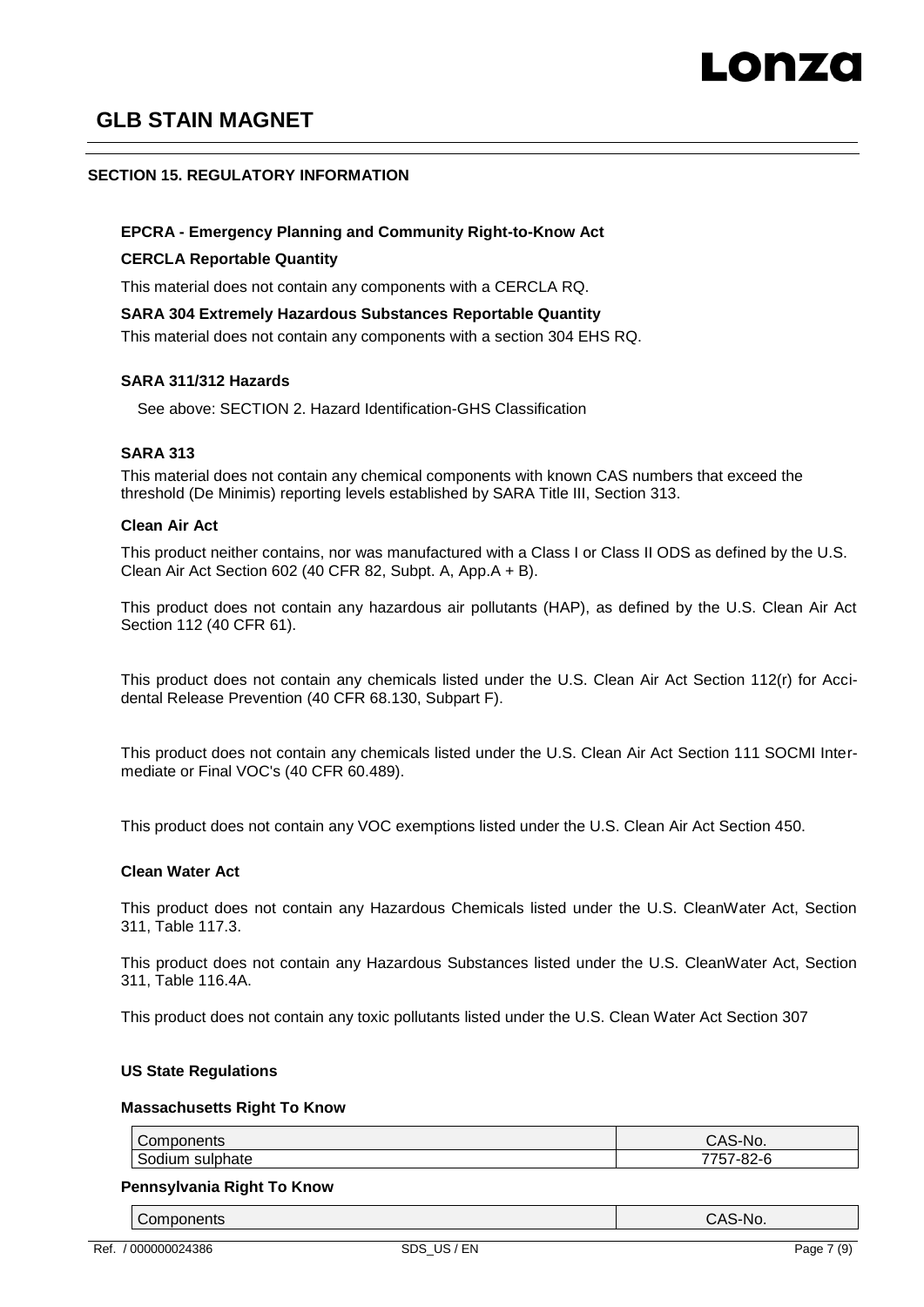## SECTION 15. REGULATORY INFORMATION

### EPCRA - Emergency Planning and Community Right-to-Know Act

**CERCLA Reportable Quantity**

This material does not contain any components with a CERCLA RQ.

**SARA 304 Extremely Hazardous Substances Reportable Quantity**

This material does not contain any components with a section 304 EHS RQ.

**SARA 311/312 Hazards**

See above: SECTION 2. Hazard Identification-GHS Classification

**SARA 313**

This material does not contain any chemical components with known CAS numbers that exceed the threshold (De Minimis) reporting levels established by SARA Title III, Section 313.

**Clean Air Act**

This product neither contains, nor was manufactured with a Class I or Class II ODS as defined by the U.S. Clean Air Act Section 602 (40 CFR 82, Subpt. A, App.A + B).

This product does not contain any hazardous air pollutants (HAP), as defined by the U.S. Clean Air Act Section 112 (40 CFR 61).

This product does not contain any chemicals listed under the U.S. Clean Air Act Section 112(r) for Accidental Release Prevention (40 CFR 68.130, Subpart F).

This product does not contain any chemicals listed under the U.S. Clean Air Act Section 111 SOCMI Intermediate or Final VOC's (40 CFR 60.489).

This product does not contain any VOC exemptions listed under the U.S. Clean Air Act Section 450.

**Clean Water Act**

This product does not contain any Hazardous Chemicals listed under the U.S. CleanWater Act, Section 311, Table 117.3.

This product does not contain any Hazardous Substances listed under the U.S. CleanWater Act, Section 311, Table 116.4A.

This product does not contain any toxic pollutants listed under the U.S. Clean Water Act Section 307

**US State Regulations**

**Massachusetts Right To Know**

| Components | CAS-No. |
|---|---|
| Sodium sulphate | 7757-82-6 |

**Pennsylvania Right To Know**

| Components | CAS-No. |
|---|---|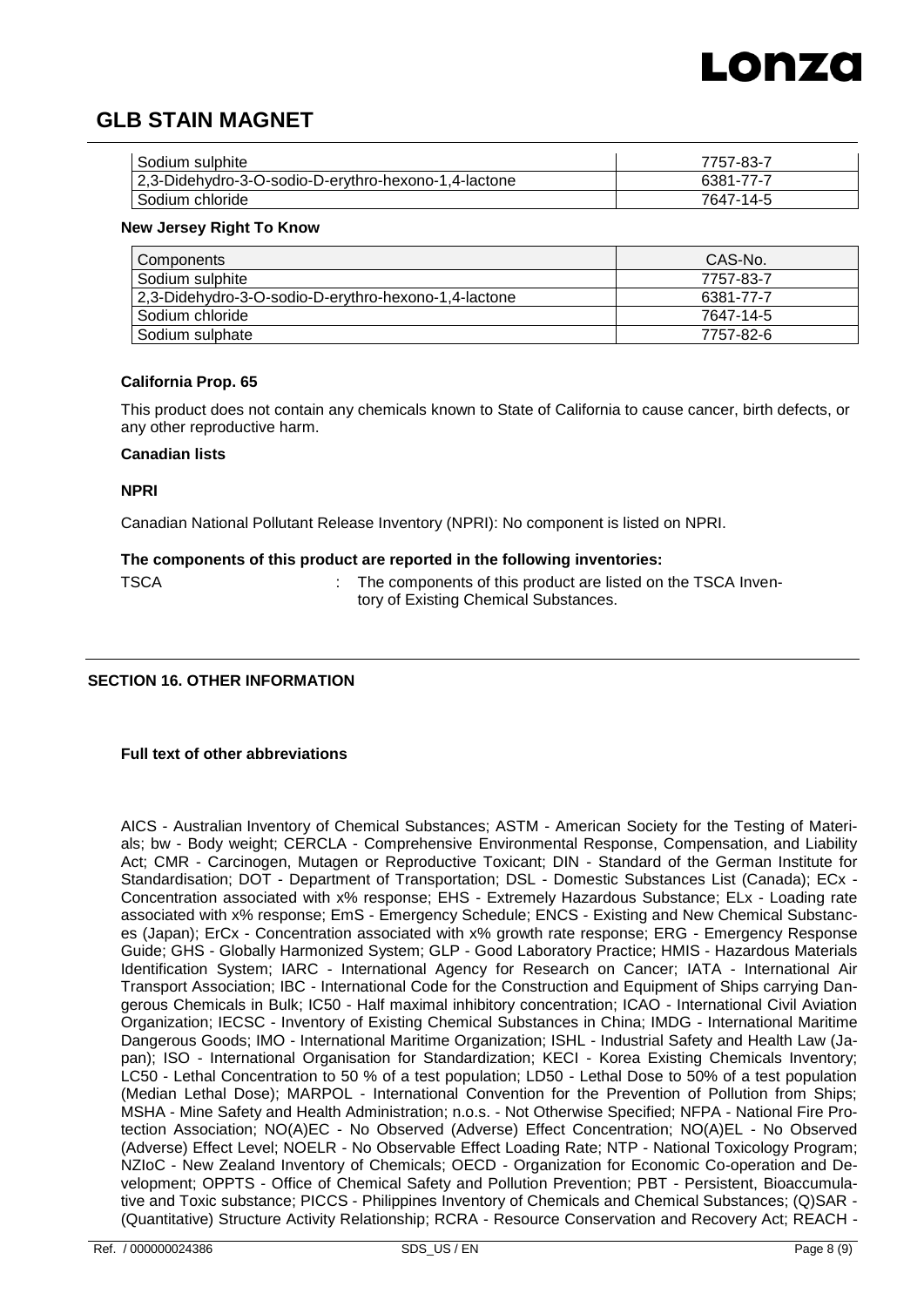| | |
|---|---|
| Sodium sulphite | 7757-83-7 |
| 2,3-Didehydro-3-O-sodio-D-erythro-hexono-1,4-lactone | 6381-77-7 |
| Sodium chloride | 7647-14-5 |

**New Jersey Right To Know**

| Components | CAS-No. |
|---|---|
| Sodium sulphite | 7757-83-7 |
| 2,3-Didehydro-3-O-sodio-D-erythro-hexono-1,4-lactone | 6381-77-7 |
| Sodium chloride | 7647-14-5 |
| Sodium sulphate | 7757-82-6 |

**California Prop. 65**

This product does not contain any chemicals known to State of California to cause cancer, birth defects, or any other reproductive harm.

**Canadian lists**

**NPRI**

Canadian National Pollutant Release Inventory (NPRI): No component is listed on NPRI.

**The components of this product are reported in the following inventories:**

TSCA : The components of this product are listed on the TSCA Inventory of Existing Chemical Substances.

## SECTION 16. OTHER INFORMATION

**Full text of other abbreviations**

AICS - Australian Inventory of Chemical Substances; ASTM - American Society for the Testing of Materials; bw - Body weight; CERCLA - Comprehensive Environmental Response, Compensation, and Liability Act; CMR - Carcinogen, Mutagen or Reproductive Toxicant; DIN - Standard of the German Institute for Standardisation; DOT - Department of Transportation; DSL - Domestic Substances List (Canada); ECx - Concentration associated with x% response; EHS - Extremely Hazardous Substance; ELx - Loading rate associated with x% response; EmS - Emergency Schedule; ENCS - Existing and New Chemical Substances (Japan); ErCx - Concentration associated with x% growth rate response; ERG - Emergency Response Guide; GHS - Globally Harmonized System; GLP - Good Laboratory Practice; HMIS - Hazardous Materials Identification System; IARC - International Agency for Research on Cancer; IATA - International Air Transport Association; IBC - International Code for the Construction and Equipment of Ships carrying Dangerous Chemicals in Bulk; IC50 - Half maximal inhibitory concentration; ICAO - International Civil Aviation Organization; IECSC - Inventory of Existing Chemical Substances in China; IMDG - International Maritime Dangerous Goods; IMO - International Maritime Organization; ISHL - Industrial Safety and Health Law (Japan); ISO - International Organisation for Standardization; KECI - Korea Existing Chemicals Inventory; LC50 - Lethal Concentration to 50 % of a test population; LD50 - Lethal Dose to 50% of a test population (Median Lethal Dose); MARPOL - International Convention for the Prevention of Pollution from Ships; MSHA - Mine Safety and Health Administration; n.o.s. - Not Otherwise Specified; NFPA - National Fire Protection Association; NO(A)EC - No Observed (Adverse) Effect Concentration; NO(A)EL - No Observed (Adverse) Effect Level; NOELR - No Observable Effect Loading Rate; NTP - National Toxicology Program; NZIoC - New Zealand Inventory of Chemicals; OECD - Organization for Economic Co-operation and Development; OPPTS - Office of Chemical Safety and Pollution Prevention; PBT - Persistent, Bioaccumulative and Toxic substance; PICCS - Philippines Inventory of Chemicals and Chemical Substances; (Q)SAR - (Quantitative) Structure Activity Relationship; RCRA - Resource Conservation and Recovery Act; REACH -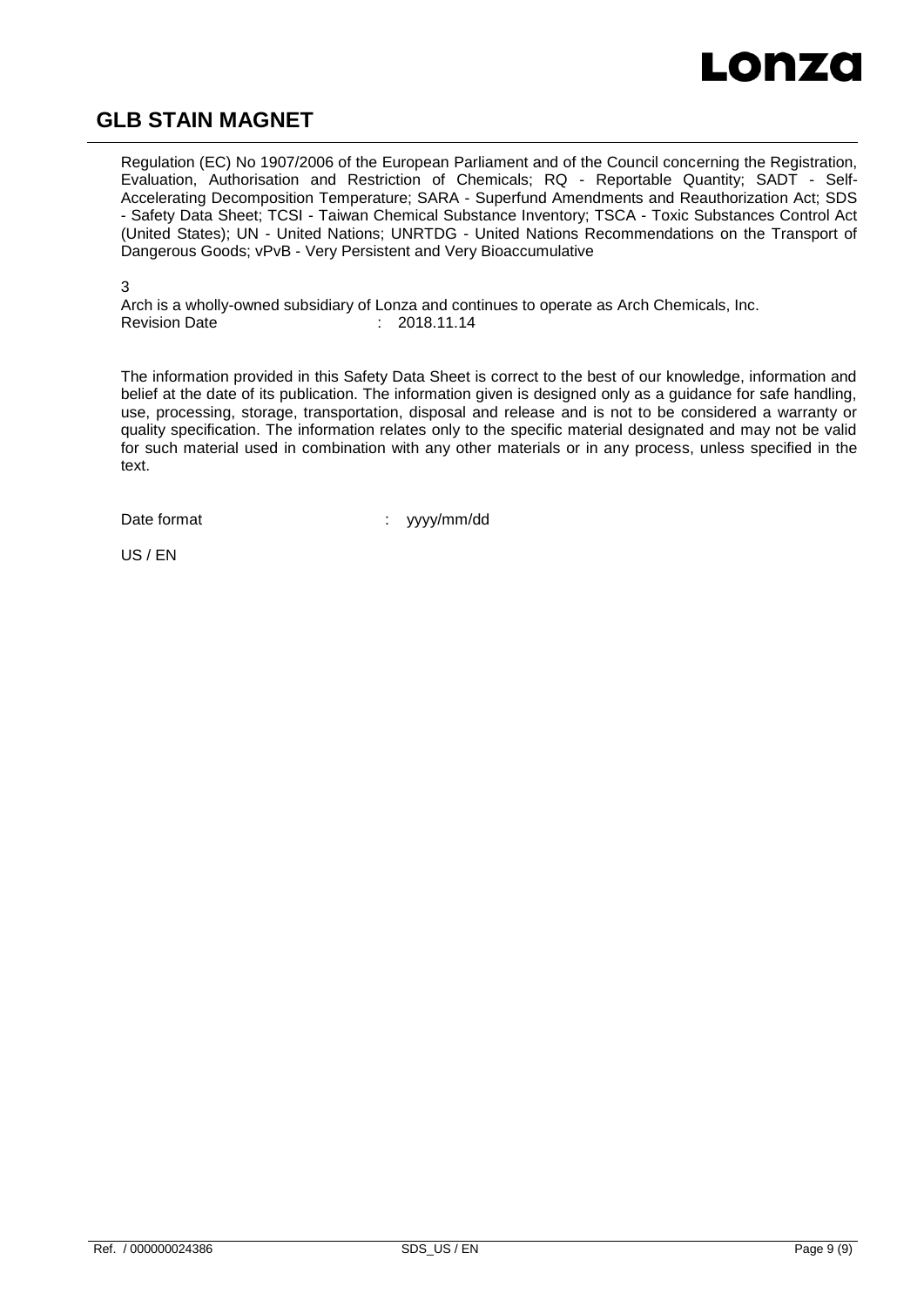Regulation (EC) No 1907/2006 of the European Parliament and of the Council concerning the Registration, Evaluation, Authorisation and Restriction of Chemicals; RQ - Reportable Quantity; SADT - Self-Accelerating Decomposition Temperature; SARA - Superfund Amendments and Reauthorization Act; SDS - Safety Data Sheet; TCSI - Taiwan Chemical Substance Inventory; TSCA - Toxic Substances Control Act (United States); UN - United Nations; UNRTDG - United Nations Recommendations on the Transport of Dangerous Goods; vPvB - Very Persistent and Very Bioaccumulative

3

Arch is a wholly-owned subsidiary of Lonza and continues to operate as Arch Chemicals, Inc.

Revision Date : 2018.11.14

The information provided in this Safety Data Sheet is correct to the best of our knowledge, information and belief at the date of its publication. The information given is designed only as a guidance for safe handling, use, processing, storage, transportation, disposal and release and is not to be considered a warranty or quality specification. The information relates only to the specific material designated and may not be valid for such material used in combination with any other materials or in any process, unless specified in the text.

Date format : yyyy/mm/dd

US / EN